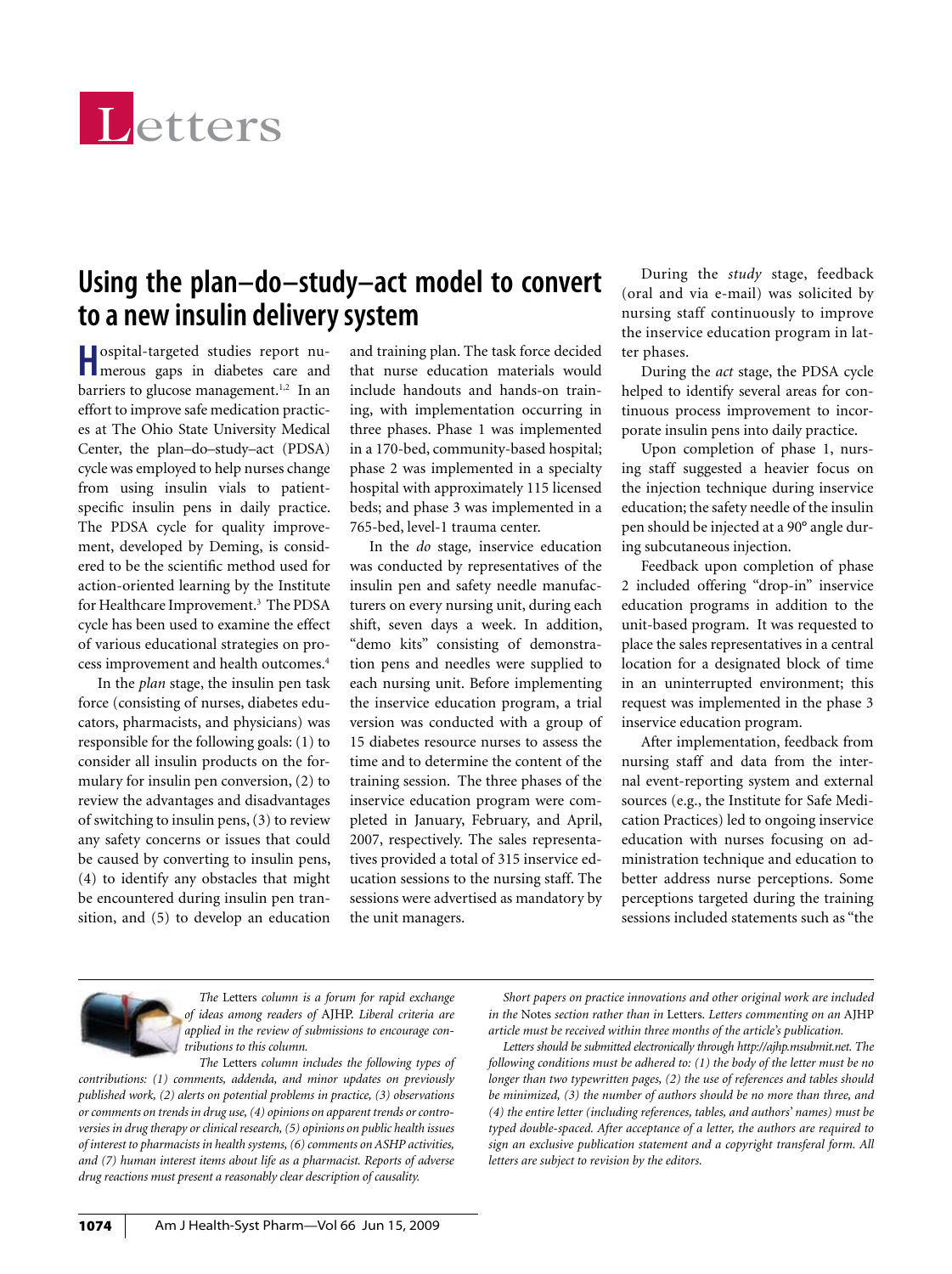# Letters

## Using the plan–do–study–act model to convert to a new insulin delivery system

Hospital-targeted studies report numerous gaps in diabetes care and barriers to glucose management.[1,2] In an effort to improve safe medication practices at The Ohio State University Medical Center, the plan–do–study–act (PDSA) cycle was employed to help nurses change from using insulin vials to patient-specific insulin pens in daily practice. The PDSA cycle for quality improvement, developed by Deming, is considered to be the scientific method used for action-oriented learning by the Institute for Healthcare Improvement.[3] The PDSA cycle has been used to examine the effect of various educational strategies on process improvement and health outcomes.[4]

In the *plan* stage, the insulin pen task force (consisting of nurses, diabetes educators, pharmacists, and physicians) was responsible for the following goals: (1) to consider all insulin products on the formulary for insulin pen conversion, (2) to review the advantages and disadvantages of switching to insulin pens, (3) to review any safety concerns or issues that could be caused by converting to insulin pens, (4) to identify any obstacles that might be encountered during insulin pen transition, and (5) to develop an education and training plan. The task force decided that nurse education materials would include handouts and hands-on training, with implementation occurring in three phases. Phase 1 was implemented in a 170-bed, community-based hospital; phase 2 was implemented in a specialty hospital with approximately 115 licensed beds; and phase 3 was implemented in a 765-bed, level-1 trauma center.

In the *do* stage, inservice education was conducted by representatives of the insulin pen and safety needle manufacturers on every nursing unit, during each shift, seven days a week. In addition, "demo kits" consisting of demonstration pens and needles were supplied to each nursing unit. Before implementing the inservice education program, a trial version was conducted with a group of 15 diabetes resource nurses to assess the time and to determine the content of the training session. The three phases of the inservice education program were completed in January, February, and April, 2007, respectively. The sales representatives provided a total of 315 inservice education sessions to the nursing staff. The sessions were advertised as mandatory by the unit managers.

During the *study* stage, feedback (oral and via e-mail) was solicited by nursing staff continuously to improve the inservice education program in latter phases.

During the *act* stage, the PDSA cycle helped to identify several areas for continuous process improvement to incorporate insulin pens into daily practice.

Upon completion of phase 1, nursing staff suggested a heavier focus on the injection technique during inservice education; the safety needle of the insulin pen should be injected at a 90° angle during subcutaneous injection.

Feedback upon completion of phase 2 included offering "drop-in" inservice education programs in addition to the unit-based program. It was requested to place the sales representatives in a central location for a designated block of time in an uninterrupted environment; this request was implemented in the phase 3 inservice education program.

After implementation, feedback from nursing staff and data from the internal event-reporting system and external sources (e.g., the Institute for Safe Medication Practices) led to ongoing inservice education with nurses focusing on administration technique and education to better address nurse perceptions. Some perceptions targeted during the training sessions included statements such as "the

---

*The* Letters *column is a forum for rapid exchange of ideas among readers of* AJHP. *Liberal criteria are applied in the review of submissions to encourage contributions to this column.*

*The* Letters *column includes the following types of contributions: (1) comments, addenda, and minor updates on previously published work, (2) alerts on potential problems in practice, (3) observations or comments on trends in drug use, (4) opinions on apparent trends or controversies in drug therapy or clinical research, (5) opinions on public health issues of interest to pharmacists in health systems, (6) comments on ASHP activities, and (7) human interest items about life as a pharmacist. Reports of adverse drug reactions must present a reasonably clear description of causality.*

*Short papers on practice innovations and other original work are included in the* Notes *section rather than in* Letters. *Letters commenting on an* AJHP *article must be received within three months of the article's publication.*

*Letters should be submitted electronically through http://ajhp.msubmit.net. The following conditions must be adhered to: (1) the body of the letter must be no longer than two typewritten pages, (2) the use of references and tables should be minimized, (3) the number of authors should be no more than three, and (4) the entire letter (including references, tables, and authors' names) must be typed double-spaced. After acceptance of a letter, the authors are required to sign an exclusive publication statement and a copyright transferal form. All letters are subject to revision by the editors.*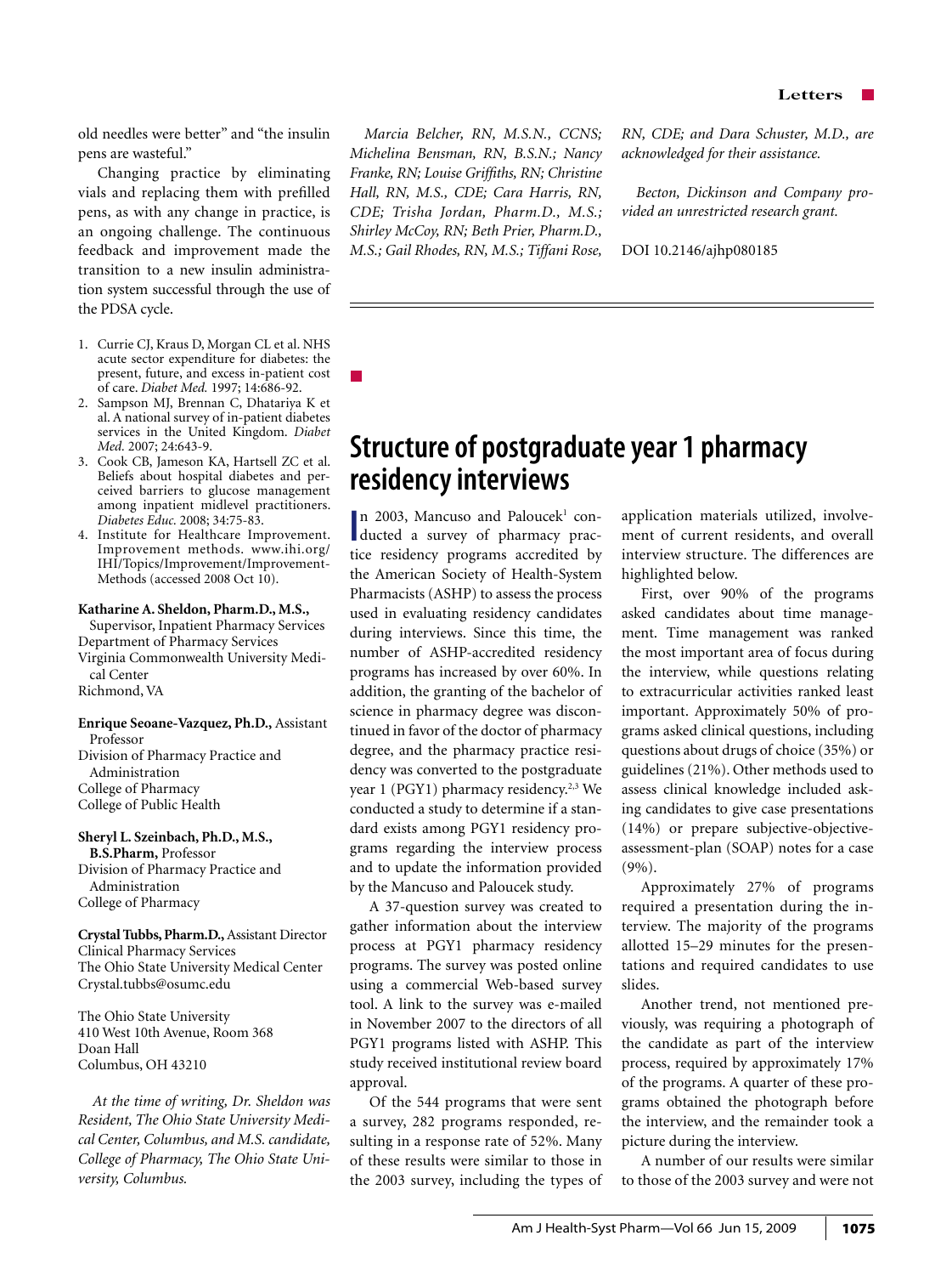old needles were better" and "the insulin pens are wasteful."

Changing practice by eliminating vials and replacing them with prefilled pens, as with any change in practice, is an ongoing challenge. The continuous feedback and improvement made the transition to a new insulin administration system successful through the use of the PDSA cycle.

1. Currie CJ, Kraus D, Morgan CL et al. NHS acute sector expenditure for diabetes: the present, future, and excess in-patient cost of care. *Diabet Med.* 1997; 14:686-92.
2. Sampson MJ, Brennan C, Dhatariya K et al. A national survey of in-patient diabetes services in the United Kingdom. *Diabet Med.* 2007; 24:643-9.
3. Cook CB, Jameson KA, Hartsell ZC et al. Beliefs about hospital diabetes and perceived barriers to glucose management among inpatient midlevel practitioners. *Diabetes Educ.* 2008; 34:75-83.
4. Institute for Healthcare Improvement. Improvement methods. www.ihi.org/IHI/Topics/Improvement/ImprovementMethods (accessed 2008 Oct 10).

**Katharine A. Sheldon, Pharm.D., M.S.,** Supervisor, Inpatient Pharmacy Services
Department of Pharmacy Services
Virginia Commonwealth University Medical Center
Richmond, VA

**Enrique Seoane-Vazquez, Ph.D.,** Assistant Professor
Division of Pharmacy Practice and Administration
College of Pharmacy
College of Public Health

**Sheryl L. Szeinbach, Ph.D., M.S., B.S.Pharm.,** Professor
Division of Pharmacy Practice and Administration
College of Pharmacy

**Crystal Tubbs, Pharm.D.,** Assistant Director
Clinical Pharmacy Services
The Ohio State University Medical Center
Crystal.tubbs@osumc.edu

The Ohio State University
410 West 10th Avenue, Room 368
Doan Hall
Columbus, OH 43210

*At the time of writing, Dr. Sheldon was Resident, The Ohio State University Medical Center, Columbus, and M.S. candidate, College of Pharmacy, The Ohio State University, Columbus.*

*Marcia Belcher, RN, M.S.N., CCNS; Michelina Bensman, RN, B.S.N.; Nancy Franke, RN; Louise Griffiths, RN; Christine Hall, RN, M.S., CDE; Cara Harris, RN, CDE; Trisha Jordan, Pharm.D., M.S.; Shirley McCoy, RN; Beth Prier, Pharm.D., M.S.; Gail Rhodes, RN, M.S.; Tiffani Rose, RN, CDE; and Dara Schuster, M.D., are acknowledged for their assistance.*

*Becton, Dickinson and Company provided an unrestricted research grant.*

DOI 10.2146/ajhp080185

# Structure of postgraduate year 1 pharmacy residency interviews

In 2003, Mancuso and Paloucek[1] conducted a survey of pharmacy practice residency programs accredited by the American Society of Health-System Pharmacists (ASHP) to assess the process used in evaluating residency candidates during interviews. Since this time, the number of ASHP-accredited residency programs has increased by over 60%. In addition, the granting of the bachelor of science in pharmacy degree was discontinued in favor of the doctor of pharmacy degree, and the pharmacy practice residency was converted to the postgraduate year 1 (PGY1) pharmacy residency.[2,3] We conducted a study to determine if a standard exists among PGY1 residency programs regarding the interview process and to update the information provided by the Mancuso and Paloucek study.

A 37-question survey was created to gather information about the interview process at PGY1 pharmacy residency programs. The survey was posted online using a commercial Web-based survey tool. A link to the survey was e-mailed in November 2007 to the directors of all PGY1 programs listed with ASHP. This study received institutional review board approval.

Of the 544 programs that were sent a survey, 282 programs responded, resulting in a response rate of 52%. Many of these results were similar to those in the 2003 survey, including the types of application materials utilized, involvement of current residents, and overall interview structure. The differences are highlighted below.

First, over 90% of the programs asked candidates about time management. Time management was ranked the most important area of focus during the interview, while questions relating to extracurricular activities ranked least important. Approximately 50% of programs asked clinical questions, including questions about drugs of choice (35%) or guidelines (21%). Other methods used to assess clinical knowledge included asking candidates to give case presentations (14%) or prepare subjective-objective-assessment-plan (SOAP) notes for a case (9%).

Approximately 27% of programs required a presentation during the interview. The majority of the programs allotted 15–29 minutes for the presentations and required candidates to use slides.

Another trend, not mentioned previously, was requiring a photograph of the candidate as part of the interview process, required by approximately 17% of the programs. A quarter of these programs obtained the photograph before the interview, and the remainder took a picture during the interview.

A number of our results were similar to those of the 2003 survey and were not